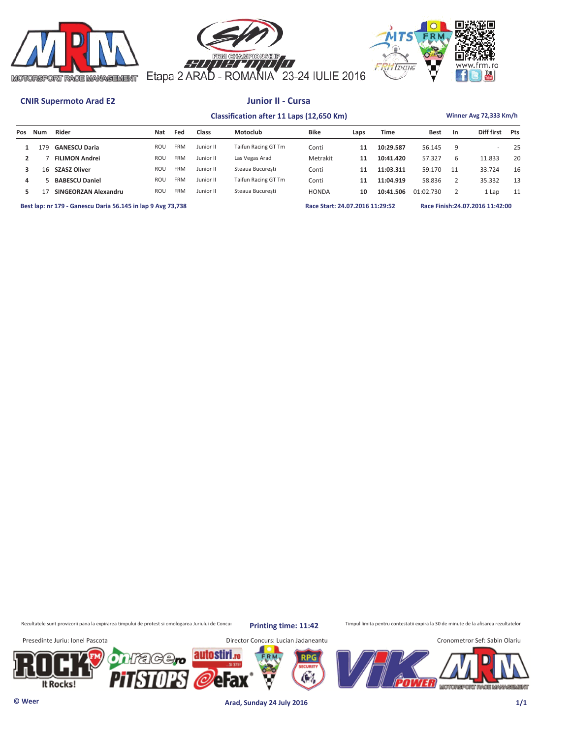Etapa 2 ARAD - ROMANIA 23-24 IULIE 2016

www.frm.ro

**CNIR Supermoto Arad E2**

## Junior II - Cursa

**Classification after 11 Laps (12,650 Km)**

**Winner Avg 72,333 Km/h**

| Pos | Num | Rider | Nat | Fed | Class | Motoclub | Bike | Laps | Time | Best | In | Diff first | Pts |
|---|---|---|---|---|---|---|---|---|---|---|---|---|---|
| 1 | 179 | GANESCU Daria | ROU | FRM | Junior II | Taifun Racing GT Tm | Conti | 11 | 10:29.587 | 56.145 | 9 | - | 25 |
| 2 | 7 | FILIMON Andrei | ROU | FRM | Junior II | Las Vegas Arad | Metrakit | 11 | 10:41.420 | 57.327 | 6 | 11.833 | 20 |
| 3 | 16 | SZASZ Oliver | ROU | FRM | Junior II | Steaua București | Conti | 11 | 11:03.311 | 59.170 | 11 | 33.724 | 16 |
| 4 | 5 | BABESCU Daniel | ROU | FRM | Junior II | Taifun Racing GT Tm | Conti | 11 | 11:04.919 | 58.836 | 2 | 35.332 | 13 |
| 5 | 17 | SINGEORZAN Alexandru | ROU | FRM | Junior II | Steaua București | HONDA | 10 | 10:41.506 | 01:02.730 | 2 | 1 Lap | 11 |

**Best lap: nr 179 - Ganescu Daria 56.145 in lap 9 Avg 73,738**

**Race Start: 24.07.2016 11:29:52**

**Race Finish:24.07.2016 11:42:00**

Rezultatele sunt provizorii pana la expirarea timpului de protest si omologarea Juriului de Concui

**Printing time: 11:42**

Timpul limita pentru contestatii expira la 30 de minute de la afisarea rezultatelor

Presedinte Juriu: Ionel Pascota

Director Concurs: Lucian Jadaneantu

Cronometror Sef: Sabin Olariu

© Weer

**Arad, Sunday 24 July 2016**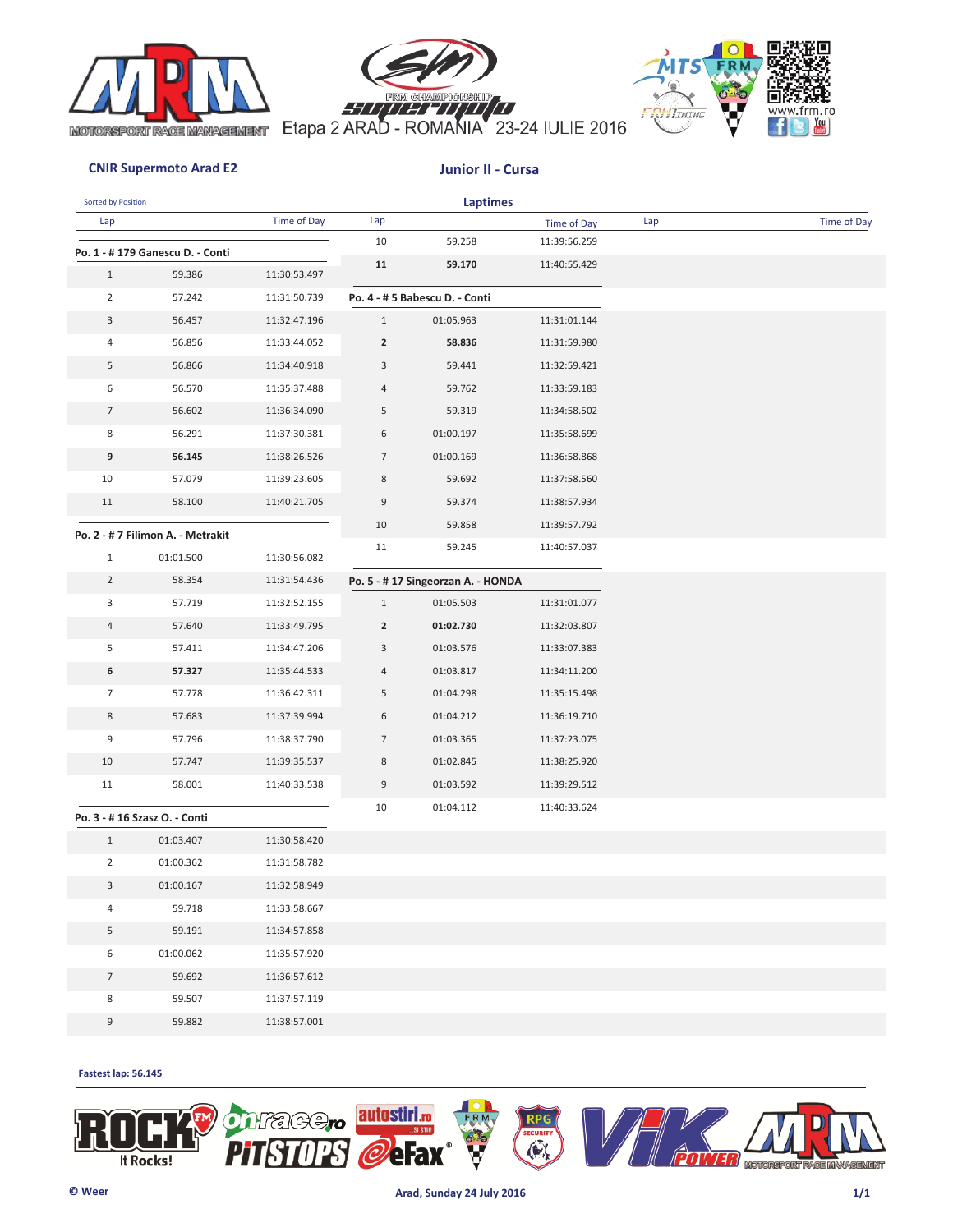Etapa 2 ARAD - ROMANIA 23-24 IULIE 2016

## CNIR Supermoto Arad E2

## Junior II - Cursa

Sorted by Position

### Laptimes

**Po. 1 - # 179 Ganescu D. - Conti**

| Lap | | Time of Day |
|---|---|---|
| 1 | 59.386 | 11:30:53.497 |
| 2 | 57.242 | 11:31:50.739 |
| 3 | 56.457 | 11:32:47.196 |
| 4 | 56.856 | 11:33:44.052 |
| 5 | 56.866 | 11:34:40.918 |
| 6 | 56.570 | 11:35:37.488 |
| 7 | 56.602 | 11:36:34.090 |
| 8 | 56.291 | 11:37:30.381 |
| **9** | **56.145** | 11:38:26.526 |
| 10 | 57.079 | 11:39:23.605 |
| 11 | 58.100 | 11:40:21.705 |

**Po. 2 - # 7 Filimon A. - Metrakit**

| Lap | | Time of Day |
|---|---|---|
| 1 | 01:01.500 | 11:30:56.082 |
| 2 | 58.354 | 11:31:54.436 |
| 3 | 57.719 | 11:32:52.155 |
| 4 | 57.640 | 11:33:49.795 |
| 5 | 57.411 | 11:34:47.206 |
| **6** | **57.327** | 11:35:44.533 |
| 7 | 57.778 | 11:36:42.311 |
| 8 | 57.683 | 11:37:39.994 |
| 9 | 57.796 | 11:38:37.790 |
| 10 | 57.747 | 11:39:35.537 |
| 11 | 58.001 | 11:40:33.538 |

**Po. 3 - # 16 Szasz O. - Conti**

| Lap | | Time of Day |
|---|---|---|
| 1 | 01:03.407 | 11:30:58.420 |
| 2 | 01:00.362 | 11:31:58.782 |
| 3 | 01:00.167 | 11:32:58.949 |
| 4 | 59.718 | 11:33:58.667 |
| 5 | 59.191 | 11:34:57.858 |
| 6 | 01:00.062 | 11:35:57.920 |
| 7 | 59.692 | 11:36:57.612 |
| 8 | 59.507 | 11:37:57.119 |
| 9 | 59.882 | 11:38:57.001 |
| 10 | 59.258 | 11:39:56.259 |
| **11** | **59.170** | 11:40:55.429 |

**Po. 4 - # 5 Babescu D. - Conti**

| Lap | | Time of Day |
|---|---|---|
| 1 | 01:05.963 | 11:31:01.144 |
| **2** | **58.836** | 11:31:59.980 |
| 3 | 59.441 | 11:32:59.421 |
| 4 | 59.762 | 11:33:59.183 |
| 5 | 59.319 | 11:34:58.502 |
| 6 | 01:00.197 | 11:35:58.699 |
| 7 | 01:00.169 | 11:36:58.868 |
| 8 | 59.692 | 11:37:58.560 |
| 9 | 59.374 | 11:38:57.934 |
| 10 | 59.858 | 11:39:57.792 |
| 11 | 59.245 | 11:40:57.037 |

**Po. 5 - # 17 Singeorzan A. - HONDA**

| Lap | | Time of Day |
|---|---|---|
| 1 | 01:05.503 | 11:31:01.077 |
| **2** | **01:02.730** | 11:32:03.807 |
| 3 | 01:03.576 | 11:33:07.383 |
| 4 | 01:03.817 | 11:34:11.200 |
| 5 | 01:04.298 | 11:35:15.498 |
| 6 | 01:04.212 | 11:36:19.710 |
| 7 | 01:03.365 | 11:37:23.075 |
| 8 | 01:02.845 | 11:38:25.920 |
| 9 | 01:03.592 | 11:39:29.512 |
| 10 | 01:04.112 | 11:40:33.624 |

**Fastest lap: 56.145**

© Weer

Arad, Sunday 24 July 2016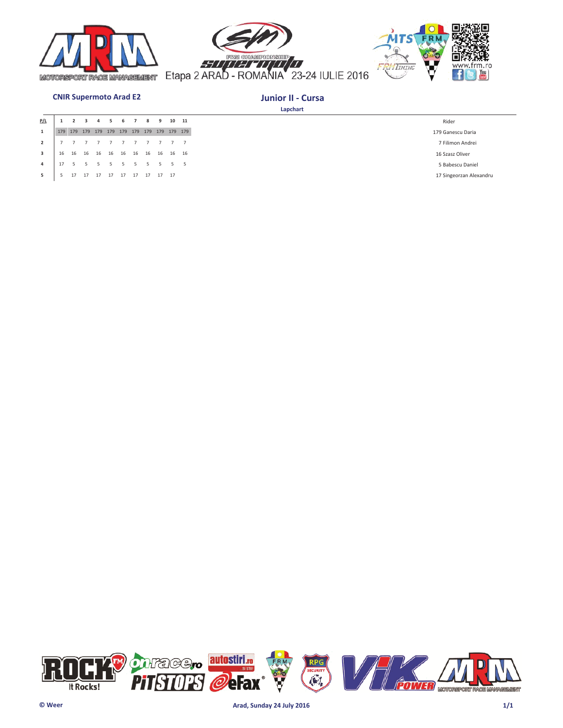Etapa 2 ARAD - ROMANIA 23-24 IULIE 2016

**CNIR Supermoto Arad E2**

## Junior II - Cursa

**Lapchart**

| P/L | 1 | 2 | 3 | 4 | 5 | 6 | 7 | 8 | 9 | 10 | 11 | Rider |
|---|---|---|---|---|---|---|---|---|---|---|---|---|
| 1 | 179 | 179 | 179 | 179 | 179 | 179 | 179 | 179 | 179 | 179 | 179 | 179 Ganescu Daria |
| 2 | 7 | 7 | 7 | 7 | 7 | 7 | 7 | 7 | 7 | 7 | 7 | 7 Filimon Andrei |
| 3 | 16 | 16 | 16 | 16 | 16 | 16 | 16 | 16 | 16 | 16 | 16 | 16 Szasz Oliver |
| 4 | 17 | 5 | 5 | 5 | 5 | 5 | 5 | 5 | 5 | 5 | 5 | 5 Babescu Daniel |
| 5 | 5 | 17 | 17 | 17 | 17 | 17 | 17 | 17 | 17 | 17 | | 17 Singeorzan Alexandru |

© Weer

Arad, Sunday 24 July 2016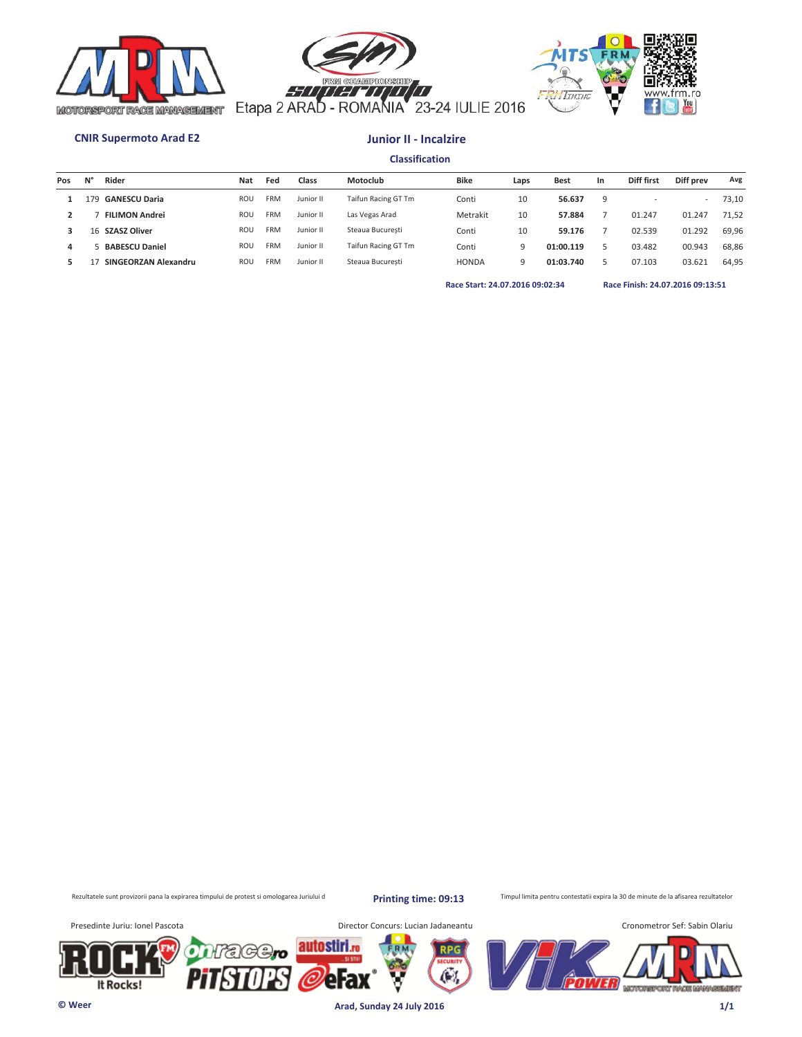Etapa 2 ARAD - ROMANIA 23-24 IULIE 2016

**CNIR Supermoto Arad E2**

## Junior II - Incalzire

### Classification

| Pos | N° | Rider | Nat | Fed | Class | Motoclub | Bike | Laps | Best | In | Diff first | Diff prev | Avg |
|---|---|---|---|---|---|---|---|---|---|---|---|---|---|
| 1 | 179 | **GANESCU Daria** | ROU | FRM | Junior II | Taifun Racing GT Tm | Conti | 10 | **56.637** | 9 | - | - | 73,10 |
| 2 | 7 | **FILIMON Andrei** | ROU | FRM | Junior II | Las Vegas Arad | Metrakit | 10 | **57.884** | 7 | 01.247 | 01.247 | 71,52 |
| 3 | 16 | **SZASZ Oliver** | ROU | FRM | Junior II | Steaua București | Conti | 10 | **59.176** | 7 | 02.539 | 01.292 | 69,96 |
| 4 | 5 | **BABESCU Daniel** | ROU | FRM | Junior II | Taifun Racing GT Tm | Conti | 9 | **01:00.119** | 5 | 03.482 | 00.943 | 68,86 |
| 5 | 17 | **SINGEORZAN Alexandru** | ROU | FRM | Junior II | Steaua București | HONDA | 9 | **01:03.740** | 5 | 07.103 | 03.621 | 64,95 |

**Race Start: 24.07.2016 09:02:34** **Race Finish: 24.07.2016 09:13:51**

Rezultatele sunt provizorii pana la expirarea timpului de protest si omologarea Juriului d

**Printing time: 09:13**

Timpul limita pentru contestatii expira la 30 de minute de la afisarea rezultatelor

Presedinte Juriu: Ionel Pascota

Director Concurs: Lucian Jadaneantu

Cronometror Sef: Sabin Olariu

© Weer

**Arad, Sunday 24 July 2016**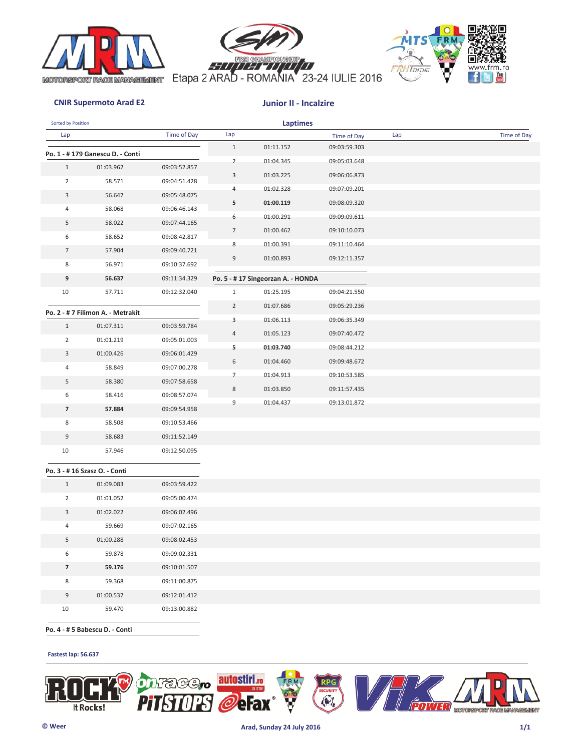Etapa 2 ARAD - ROMANIA 23-24 IULIE 2016

**CNIR Supermoto Arad E2**

## Junior II - Incalzire

Sorted by Position

### Laptimes

**Po. 1 - # 179 Ganescu D. - Conti**

| Lap | Lap time | Time of Day |
|---|---|---|
| 1 | 01:03.962 | 09:03:52.857 |
| 2 | 58.571 | 09:04:51.428 |
| 3 | 56.647 | 09:05:48.075 |
| 4 | 58.068 | 09:06:46.143 |
| 5 | 58.022 | 09:07:44.165 |
| 6 | 58.652 | 09:08:42.817 |
| 7 | 57.904 | 09:09:40.721 |
| 8 | 56.971 | 09:10:37.692 |
| **9** | **56.637** | 09:11:34.329 |
| 10 | 57.711 | 09:12:32.040 |

**Po. 2 - # 7 Filimon A. - Metrakit**

| Lap | Lap time | Time of Day |
|---|---|---|
| 1 | 01:07.311 | 09:03:59.784 |
| 2 | 01:01.219 | 09:05:01.003 |
| 3 | 01:00.426 | 09:06:01.429 |
| 4 | 58.849 | 09:07:00.278 |
| 5 | 58.380 | 09:07:58.658 |
| 6 | 58.416 | 09:08:57.074 |
| **7** | **57.884** | 09:09:54.958 |
| 8 | 58.508 | 09:10:53.466 |
| 9 | 58.683 | 09:11:52.149 |
| 10 | 57.946 | 09:12:50.095 |

**Po. 3 - # 16 Szasz O. - Conti**

| Lap | Lap time | Time of Day |
|---|---|---|
| 1 | 01:09.083 | 09:03:59.422 |
| 2 | 01:01.052 | 09:05:00.474 |
| 3 | 01:02.022 | 09:06:02.496 |
| 4 | 59.669 | 09:07:02.165 |
| 5 | 01:00.288 | 09:08:02.453 |
| 6 | 59.878 | 09:09:02.331 |
| **7** | **59.176** | 09:10:01.507 |
| 8 | 59.368 | 09:11:00.875 |
| 9 | 01:00.537 | 09:12:01.412 |
| 10 | 59.470 | 09:13:00.882 |

**Po. 4 - # 5 Babescu D. - Conti**

| Lap | Lap time | Time of Day |
|---|---|---|
| 1 | 01:11.152 | 09:03:59.303 |
| 2 | 01:04.345 | 09:05:03.648 |
| 3 | 01:03.225 | 09:06:06.873 |
| 4 | 01:02.328 | 09:07:09.201 |
| **5** | **01:00.119** | 09:08:09.320 |
| 6 | 01:00.291 | 09:09:09.611 |
| 7 | 01:00.462 | 09:10:10.073 |
| 8 | 01:00.391 | 09:11:10.464 |
| 9 | 01:00.893 | 09:12:11.357 |

**Po. 5 - # 17 Singeorzan A. - HONDA**

| Lap | Lap time | Time of Day |
|---|---|---|
| 1 | 01:25.195 | 09:04:21.550 |
| 2 | 01:07.686 | 09:05:29.236 |
| 3 | 01:06.113 | 09:06:35.349 |
| 4 | 01:05.123 | 09:07:40.472 |
| **5** | **01:03.740** | 09:08:44.212 |
| 6 | 01:04.460 | 09:09:48.672 |
| 7 | 01:04.913 | 09:10:53.585 |
| 8 | 01:03.850 | 09:11:57.435 |
| 9 | 01:04.437 | 09:13:01.872 |

**Fastest lap: 56.637**

© Weer

Arad, Sunday 24 July 2016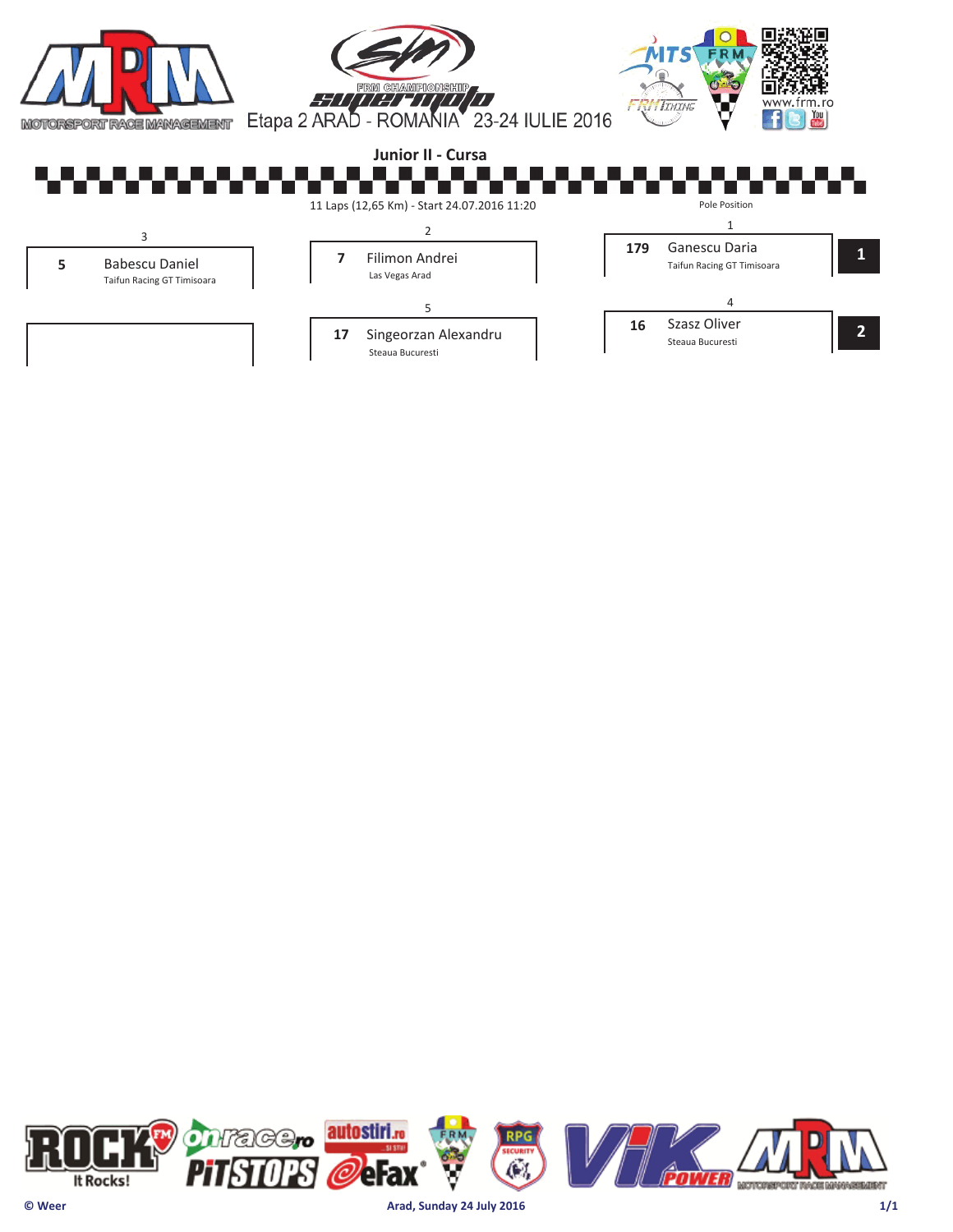Etapa 2 ARAD - ROMANIA 23-24 IULIE 2016

## Junior II - Cursa

11 Laps (12,65 Km) - Start 24.07.2016 11:20

Pole Position

| Position | No. | Rider | Team | Row |
|---|---|---|---|---|
| 1 | 179 | Ganescu Daria | Taifun Racing GT Timisoara | 1 |
| 2 | 7 | Filimon Andrei | Las Vegas Arad | 1 |
| 3 | 5 | Babescu Daniel | Taifun Racing GT Timisoara | 1 |
| 4 | 16 | Szasz Oliver | Steaua Bucuresti | 2 |
| 5 | 17 | Singeorzan Alexandru | Steaua Bucuresti | 2 |

© Weer

Arad, Sunday 24 July 2016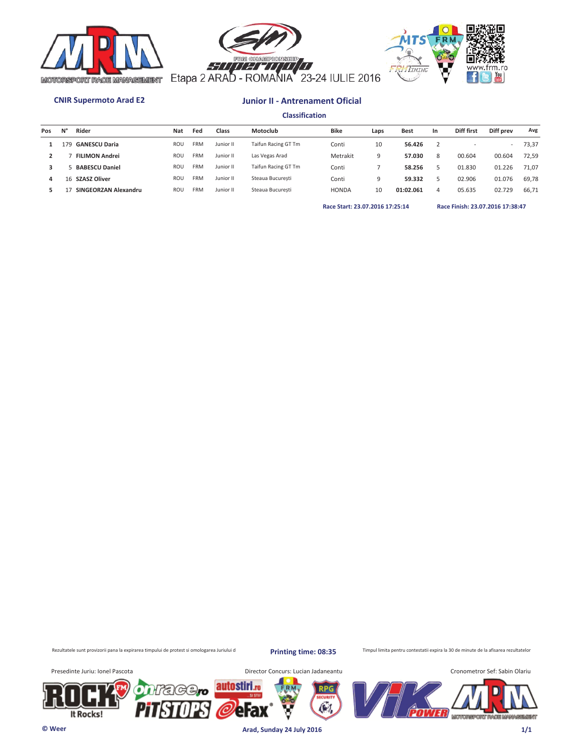Etapa 2 ARAD - ROMANIA 23-24 IULIE 2016

**CNIR Supermoto Arad E2**

## Junior II - Antrenament Oficial

### Classification

| Pos | N° | Rider | Nat | Fed | Class | Motoclub | Bike | Laps | Best | In | Diff first | Diff prev | Avg |
|---|---|---|---|---|---|---|---|---|---|---|---|---|---|
| 1 | 179 | **GANESCU Daria** | ROU | FRM | Junior II | Taifun Racing GT Tm | Conti | 10 | **56.426** | 2 | - | - | 73,37 |
| 2 | 7 | **FILIMON Andrei** | ROU | FRM | Junior II | Las Vegas Arad | Metrakit | 9 | **57.030** | 8 | 00.604 | 00.604 | 72,59 |
| 3 | 5 | **BABESCU Daniel** | ROU | FRM | Junior II | Taifun Racing GT Tm | Conti | 7 | **58.256** | 5 | 01.830 | 01.226 | 71,07 |
| 4 | 16 | **SZASZ Oliver** | ROU | FRM | Junior II | Steaua București | Conti | 9 | **59.332** | 5 | 02.906 | 01.076 | 69,78 |
| 5 | 17 | **SINGEORZAN Alexandru** | ROU | FRM | Junior II | Steaua București | HONDA | 10 | **01:02.061** | 4 | 05.635 | 02.729 | 66,71 |

**Race Start: 23.07.2016 17:25:14** **Race Finish: 23.07.2016 17:38:47**

Rezultatele sunt provizorii pana la expirarea timpului de protest si omologarea Juriului d

**Printing time: 08:35**

Timpul limita pentru contestatii expira la 30 de minute de la afisarea rezultatelor

Presedinte Juriu: Ionel Pascota

Director Concurs: Lucian Jadaneantu

Cronometror Sef: Sabin Olariu

© Weer

**Arad, Sunday 24 July 2016**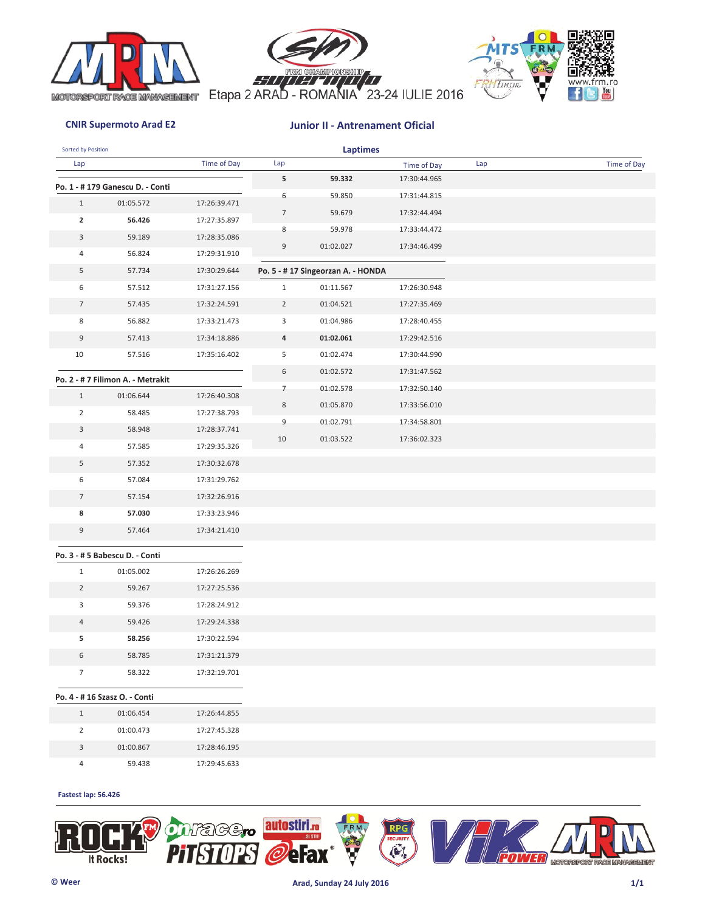Etapa 2 ARAD - ROMANIA 23-24 IULIE 2016

**CNIR Supermoto Arad E2**

## Junior II - Antrenament Oficial

Sorted by Position

### Laptimes

**Po. 1 - # 179 Ganescu D. - Conti**

| Lap | | Time of Day |
|---|---|---|
| 1 | 01:05.572 | 17:26:39.471 |
| **2** | **56.426** | 17:27:35.897 |
| 3 | 59.189 | 17:28:35.086 |
| 4 | 56.824 | 17:29:31.910 |
| 5 | 57.734 | 17:30:29.644 |
| 6 | 57.512 | 17:31:27.156 |
| 7 | 57.435 | 17:32:24.591 |
| 8 | 56.882 | 17:33:21.473 |
| 9 | 57.413 | 17:34:18.886 |
| 10 | 57.516 | 17:35:16.402 |

**Po. 2 - # 7 Filimon A. - Metrakit**

| Lap | | Time of Day |
|---|---|---|
| 1 | 01:06.644 | 17:26:40.308 |
| 2 | 58.485 | 17:27:38.793 |
| 3 | 58.948 | 17:28:37.741 |
| 4 | 57.585 | 17:29:35.326 |
| 5 | 57.352 | 17:30:32.678 |
| 6 | 57.084 | 17:31:29.762 |
| 7 | 57.154 | 17:32:26.916 |
| **8** | **57.030** | 17:33:23.946 |
| 9 | 57.464 | 17:34:21.410 |

**Po. 3 - # 5 Babescu D. - Conti**

| Lap | | Time of Day |
|---|---|---|
| 1 | 01:05.002 | 17:26:26.269 |
| 2 | 59.267 | 17:27:25.536 |
| 3 | 59.376 | 17:28:24.912 |
| 4 | 59.426 | 17:29:24.338 |
| **5** | **58.256** | 17:30:22.594 |
| 6 | 58.785 | 17:31:21.379 |
| 7 | 58.322 | 17:32:19.701 |

**Po. 4 - # 16 Szasz O. - Conti**

| Lap | | Time of Day |
|---|---|---|
| 1 | 01:06.454 | 17:26:44.855 |
| 2 | 01:00.473 | 17:27:45.328 |
| 3 | 01:00.867 | 17:28:46.195 |
| 4 | 59.438 | 17:29:45.633 |
| **5** | **59.332** | 17:30:44.965 |
| 6 | 59.850 | 17:31:44.815 |
| 7 | 59.679 | 17:32:44.494 |
| 8 | 59.978 | 17:33:44.472 |
| 9 | 01:02.027 | 17:34:46.499 |

**Po. 5 - # 17 Singeorzan A. - HONDA**

| Lap | | Time of Day |
|---|---|---|
| 1 | 01:11.567 | 17:26:30.948 |
| 2 | 01:04.521 | 17:27:35.469 |
| 3 | 01:04.986 | 17:28:40.455 |
| **4** | **01:02.061** | 17:29:42.516 |
| 5 | 01:02.474 | 17:30:44.990 |
| 6 | 01:02.572 | 17:31:47.562 |
| 7 | 01:02.578 | 17:32:50.140 |
| 8 | 01:05.870 | 17:33:56.010 |
| 9 | 01:02.791 | 17:34:58.801 |
| 10 | 01:03.522 | 17:36:02.323 |

**Fastest lap: 56.426**

© Weer

Arad, Sunday 24 July 2016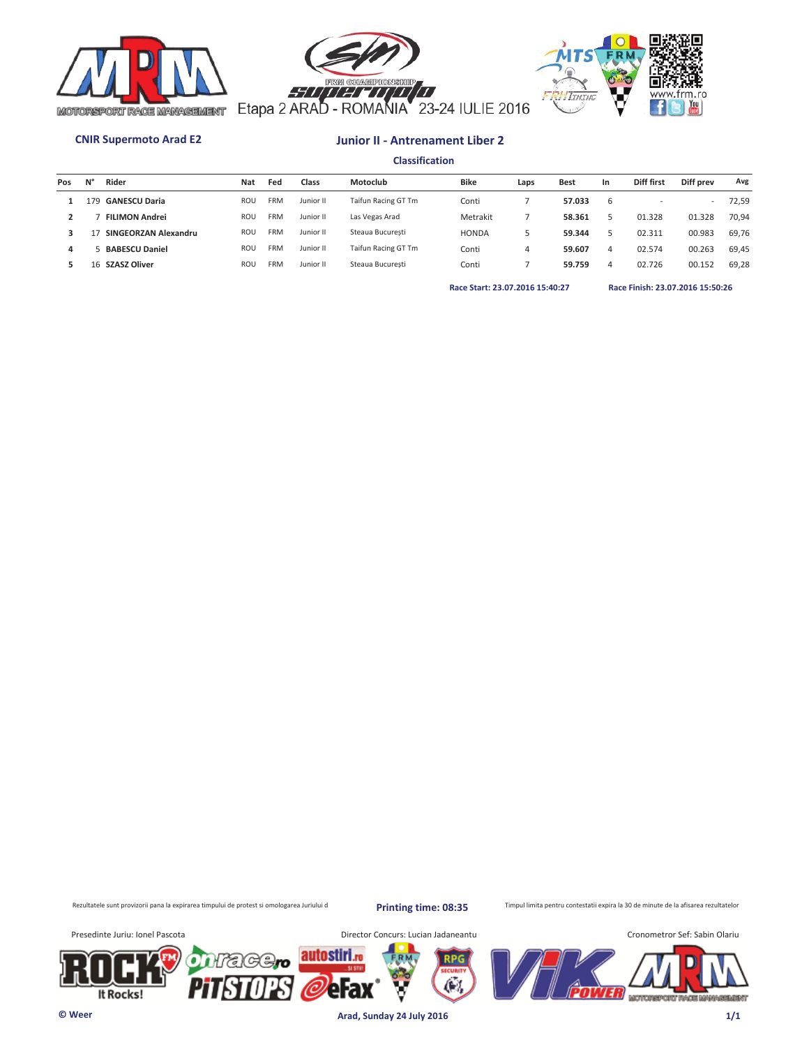Etapa 2 ARAD - ROMANIA 23-24 IULIE 2016

**CNIR Supermoto Arad E2**

## Junior II - Antrenament Liber 2

### Classification

| Pos | N° | Rider | Nat | Fed | Class | Motoclub | Bike | Laps | Best | In | Diff first | Diff prev | Avg |
|---|---|---|---|---|---|---|---|---|---|---|---|---|---|
| 1 | 179 | **GANESCU Daria** | ROU | FRM | Junior II | Taifun Racing GT Tm | Conti | 7 | **57.033** | 6 | - | - | 72,59 |
| 2 | 7 | **FILIMON Andrei** | ROU | FRM | Junior II | Las Vegas Arad | Metrakit | 7 | **58.361** | 5 | 01.328 | 01.328 | 70,94 |
| 3 | 17 | **SINGEORZAN Alexandru** | ROU | FRM | Junior II | Steaua București | HONDA | 5 | **59.344** | 5 | 02.311 | 00.983 | 69,76 |
| 4 | 5 | **BABESCU Daniel** | ROU | FRM | Junior II | Taifun Racing GT Tm | Conti | 4 | **59.607** | 4 | 02.574 | 00.263 | 69,45 |
| 5 | 16 | **SZASZ Oliver** | ROU | FRM | Junior II | Steaua București | Conti | 7 | **59.759** | 4 | 02.726 | 00.152 | 69,28 |

**Race Start: 23.07.2016 15:40:27** **Race Finish: 23.07.2016 15:50:26**

Rezultatele sunt provizorii pana la expirarea timpului de protest si omologarea Juriului d

**Printing time: 08:35**

Timpul limita pentru contestatii expira la 30 de minute de la afisarea rezultatelor

Presedinte Juriu: Ionel Pascota

Director Concurs: Lucian Jadaneantu

Cronometror Sef: Sabin Olariu

© Weer

**Arad, Sunday 24 July 2016**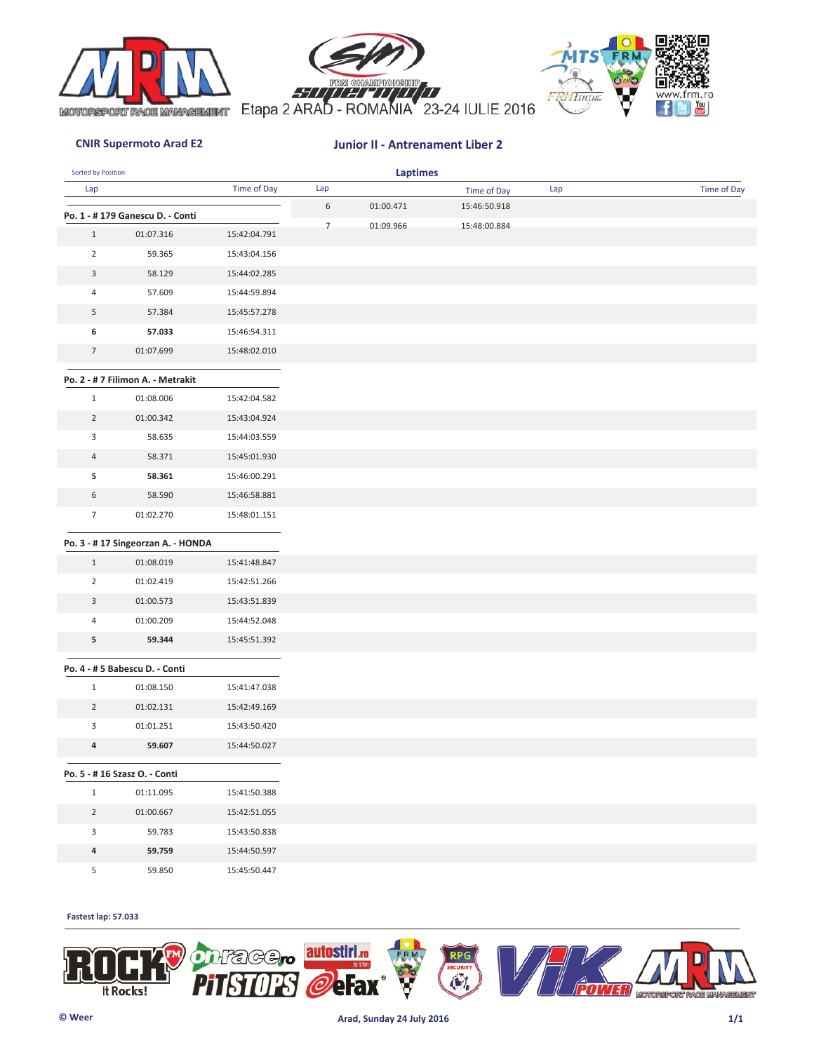Etapa 2 ARAD - ROMANIA 23-24 IULIE 2016

**CNIR Supermoto Arad E2**

**Junior II - Antrenament Liber 2**

Sorted by Position

**Laptimes**

**Po. 1 - # 179 Ganescu D. - Conti**

| Lap | | Time of Day |
|---|---|---|
| 1 | 01:07.316 | 15:42:04.791 |
| 2 | 59.365 | 15:43:04.156 |
| 3 | 58.129 | 15:44:02.285 |
| 4 | 57.609 | 15:44:59.894 |
| 5 | 57.384 | 15:45:57.278 |
| **6** | **57.033** | 15:46:54.311 |
| 7 | 01:07.699 | 15:48:02.010 |

**Po. 2 - # 7 Filimon A. - Metrakit**

| Lap | | Time of Day |
|---|---|---|
| 1 | 01:08.006 | 15:42:04.582 |
| 2 | 01:00.342 | 15:43:04.924 |
| 3 | 58.635 | 15:44:03.559 |
| 4 | 58.371 | 15:45:01.930 |
| **5** | **58.361** | 15:46:00.291 |
| 6 | 58.590 | 15:46:58.881 |
| 7 | 01:02.270 | 15:48:01.151 |

**Po. 3 - # 17 Singeorzan A. - HONDA**

| Lap | | Time of Day |
|---|---|---|
| 1 | 01:08.019 | 15:41:48.847 |
| 2 | 01:02.419 | 15:42:51.266 |
| 3 | 01:00.573 | 15:43:51.839 |
| 4 | 01:00.209 | 15:44:52.048 |
| **5** | **59.344** | 15:45:51.392 |

**Po. 4 - # 5 Babescu D. - Conti**

| Lap | | Time of Day |
|---|---|---|
| 1 | 01:08.150 | 15:41:47.038 |
| 2 | 01:02.131 | 15:42:49.169 |
| 3 | 01:01.251 | 15:43:50.420 |
| **4** | **59.607** | 15:44:50.027 |

**Po. 5 - # 16 Szasz O. - Conti**

| Lap | | Time of Day |
|---|---|---|
| 1 | 01:11.095 | 15:41:50.388 |
| 2 | 01:00.667 | 15:42:51.055 |
| 3 | 59.783 | 15:43:50.838 |
| **4** | **59.759** | 15:44:50.597 |
| 5 | 59.850 | 15:45:50.447 |
| 6 | 01:00.471 | 15:46:50.918 |
| 7 | 01:09.966 | 15:48:00.884 |

**Fastest lap: 57.033**

© Weer

**Arad, Sunday 24 July 2016**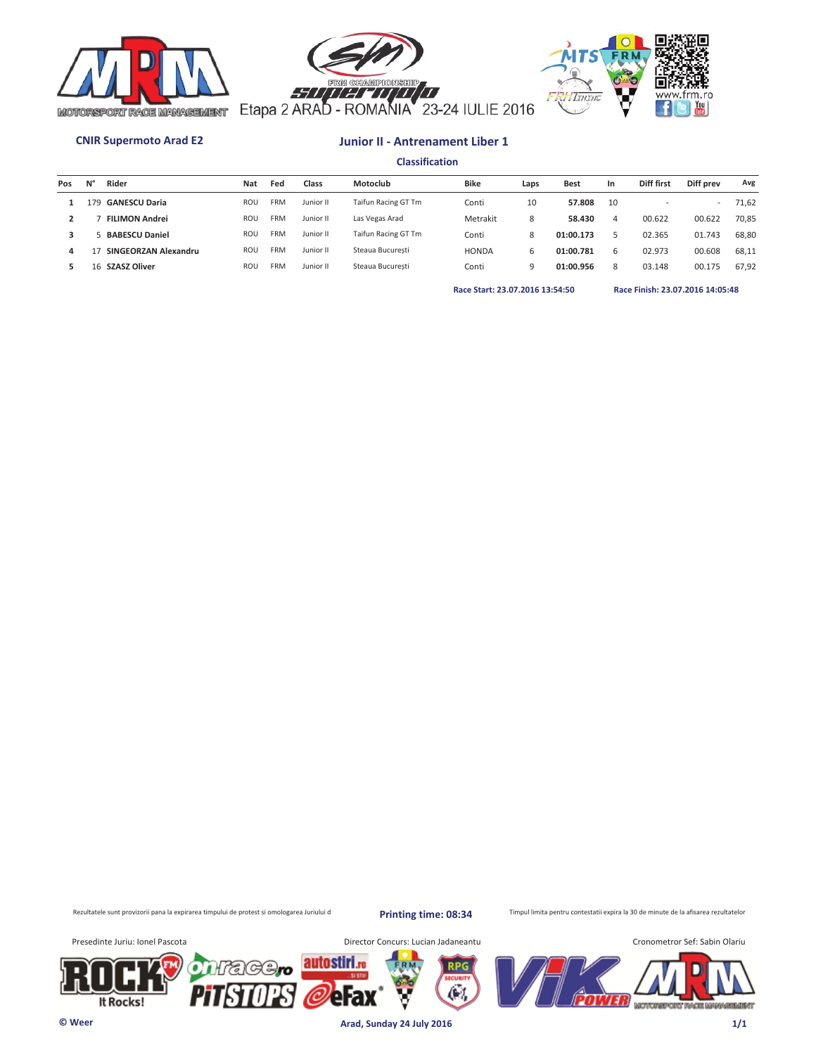Etapa 2 ARAD - ROMANIA 23-24 IULIE 2016

**CNIR Supermoto Arad E2**

## Junior II - Antrenament Liber 1

### Classification

| Pos | N° | Rider | Nat | Fed | Class | Motoclub | Bike | Laps | Best | In | Diff first | Diff prev | Avg |
|---|---|---|---|---|---|---|---|---|---|---|---|---|---|
| 1 | 179 | **GANESCU Daria** | ROU | FRM | Junior II | Taifun Racing GT Tm | Conti | 10 | **57.808** | 10 | - | - | 71,62 |
| 2 | 7 | **FILIMON Andrei** | ROU | FRM | Junior II | Las Vegas Arad | Metrakit | 8 | **58.430** | 4 | 00.622 | 00.622 | 70,85 |
| 3 | 5 | **BABESCU Daniel** | ROU | FRM | Junior II | Taifun Racing GT Tm | Conti | 8 | **01:00.173** | 5 | 02.365 | 01.743 | 68,80 |
| 4 | 17 | **SINGEORZAN Alexandru** | ROU | FRM | Junior II | Steaua București | HONDA | 6 | **01:00.781** | 6 | 02.973 | 00.608 | 68,11 |
| 5 | 16 | **SZASZ Oliver** | ROU | FRM | Junior II | Steaua București | Conti | 9 | **01:00.956** | 8 | 03.148 | 00.175 | 67,92 |

**Race Start: 23.07.2016 13:54:50** **Race Finish: 23.07.2016 14:05:48**

Rezultatele sunt provizorii pana la expirarea timpului de protest si omologarea Juriului d

**Printing time: 08:34**

Timpul limita pentru contestatii expira la 30 de minute de la afisarea rezultatelor

Presedinte Juriu: Ionel Pascota

Director Concurs: Lucian Jadaneantu

Cronometror Sef: Sabin Olariu

© Weer

**Arad, Sunday 24 July 2016**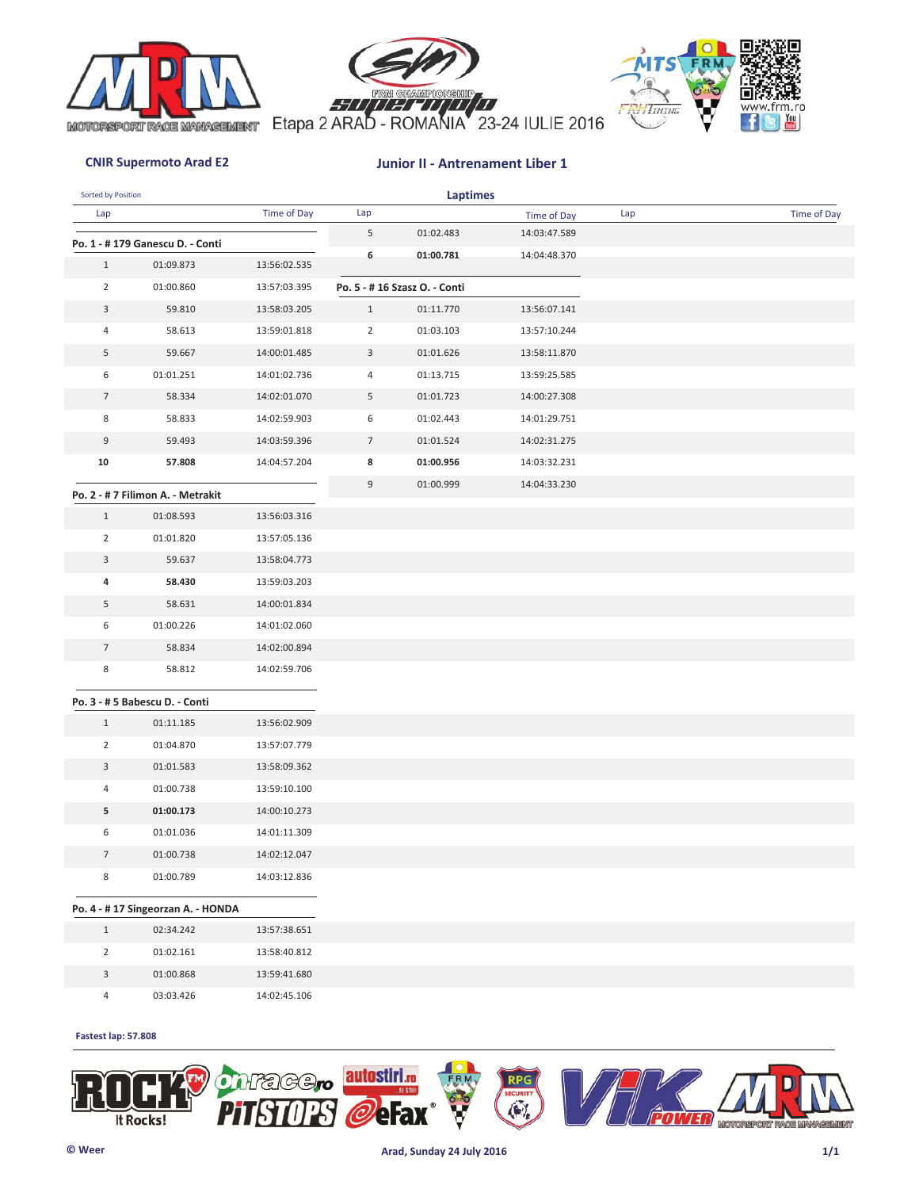Etapa 2 ARAD - ROMANIA 23-24 IULIE 2016

## CNIR Supermoto Arad E2

## Junior II - Antrenament Liber 1

Sorted by Position

### Laptimes

**Po. 1 - # 179 Ganescu D. - Conti**

| Lap | | Time of Day |
|---|---|---|
| 1 | 01:09.873 | 13:56:02.535 |
| 2 | 01:00.860 | 13:57:03.395 |
| 3 | 59.810 | 13:58:03.205 |
| 4 | 58.613 | 13:59:01.818 |
| 5 | 59.667 | 14:00:01.485 |
| 6 | 01:01.251 | 14:01:02.736 |
| 7 | 58.334 | 14:02:01.070 |
| 8 | 58.833 | 14:02:59.903 |
| 9 | 59.493 | 14:03:59.396 |
| **10** | **57.808** | 14:04:57.204 |

**Po. 2 - # 7 Filimon A. - Metrakit**

| Lap | | Time of Day |
|---|---|---|
| 1 | 01:08.593 | 13:56:03.316 |
| 2 | 01:01.820 | 13:57:05.136 |
| 3 | 59.637 | 13:58:04.773 |
| **4** | **58.430** | 13:59:03.203 |
| 5 | 58.631 | 14:00:01.834 |
| 6 | 01:00.226 | 14:01:02.060 |
| 7 | 58.834 | 14:02:00.894 |
| 8 | 58.812 | 14:02:59.706 |

**Po. 3 - # 5 Babescu D. - Conti**

| Lap | | Time of Day |
|---|---|---|
| 1 | 01:11.185 | 13:56:02.909 |
| 2 | 01:04.870 | 13:57:07.779 |
| 3 | 01:01.583 | 13:58:09.362 |
| 4 | 01:00.738 | 13:59:10.100 |
| **5** | **01:00.173** | 14:00:10.273 |
| 6 | 01:01.036 | 14:01:11.309 |
| 7 | 01:00.738 | 14:02:12.047 |
| 8 | 01:00.789 | 14:03:12.836 |

**Po. 4 - # 17 Singeorzan A. - HONDA**

| Lap | | Time of Day |
|---|---|---|
| 1 | 02:34.242 | 13:57:38.651 |
| 2 | 01:02.161 | 13:58:40.812 |
| 3 | 01:00.868 | 13:59:41.680 |
| 4 | 03:03.426 | 14:02:45.106 |
| 5 | 01:02.483 | 14:03:47.589 |
| **6** | **01:00.781** | 14:04:48.370 |

**Po. 5 - # 16 Szasz O. - Conti**

| Lap | | Time of Day |
|---|---|---|
| 1 | 01:11.770 | 13:56:07.141 |
| 2 | 01:03.103 | 13:57:10.244 |
| 3 | 01:01.626 | 13:58:11.870 |
| 4 | 01:13.715 | 13:59:25.585 |
| 5 | 01:01.723 | 14:00:27.308 |
| 6 | 01:02.443 | 14:01:29.751 |
| 7 | 01:01.524 | 14:02:31.275 |
| **8** | **01:00.956** | 14:03:32.231 |
| 9 | 01:00.999 | 14:04:33.230 |

**Fastest lap: 57.808**

© Weer

Arad, Sunday 24 July 2016